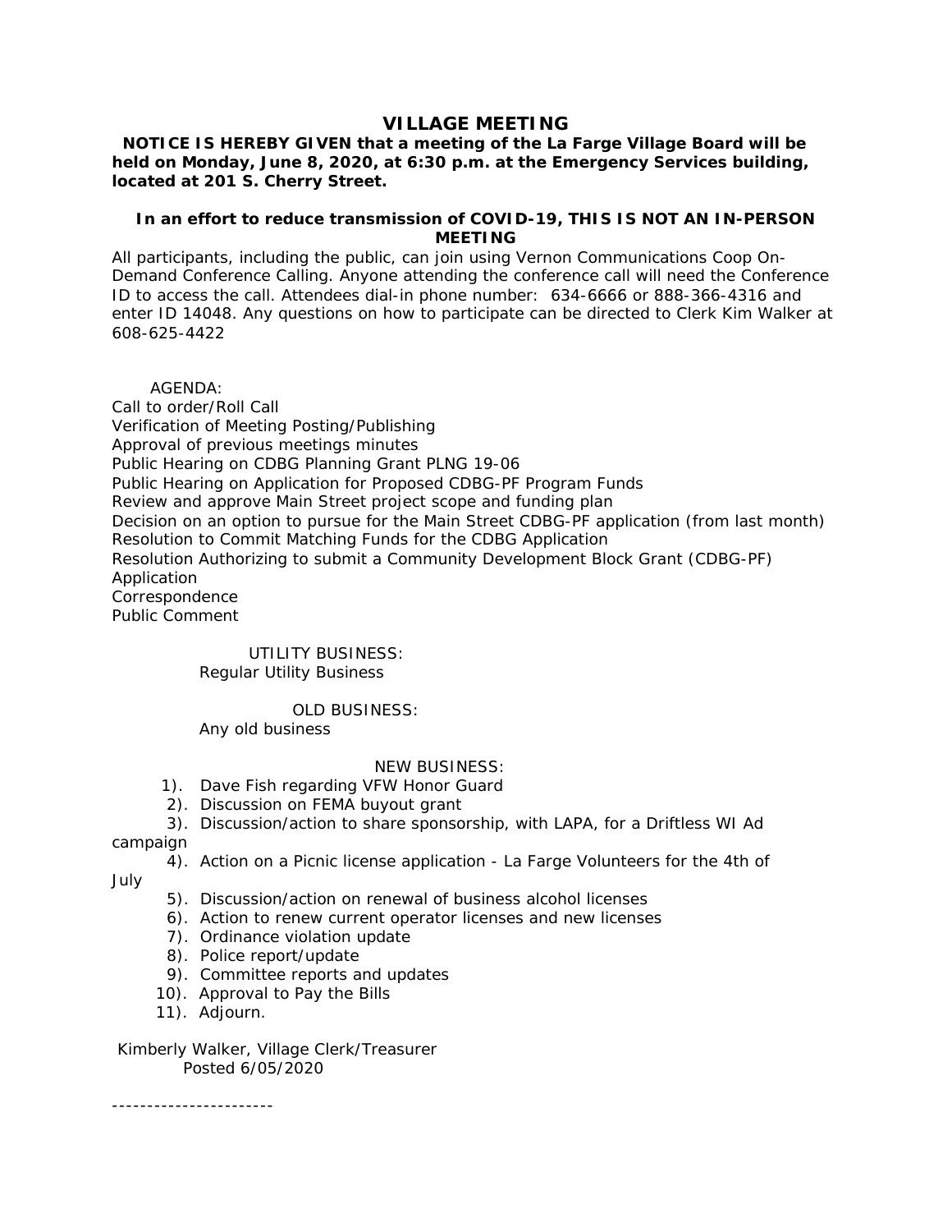# VILLAGE MEETING

**NOTICE IS HEREBY GIVEN that a meeting of the La Farge Village Board will be held on Monday, June 8, 2020, at 6:30 p.m. at the Emergency Services building, located at 201 S. Cherry Street.**

**In an effort to reduce transmission of COVID-19, THIS IS NOT AN IN-PERSON MEETING**

All participants, including the public, can join using Vernon Communications Coop On-Demand Conference Calling. Anyone attending the conference call will need the Conference ID to access the call. Attendees dial-in phone number: 634-6666 or 888-366-4316 and enter ID 14048. Any questions on how to participate can be directed to Clerk Kim Walker at 608-625-4422

AGENDA:

Call to order/Roll Call
Verification of Meeting Posting/Publishing
Approval of previous meetings minutes
Public Hearing on CDBG Planning Grant PLNG 19-06
Public Hearing on Application for Proposed CDBG-PF Program Funds
Review and approve Main Street project scope and funding plan
Decision on an option to pursue for the Main Street CDBG-PF application (from last month)
Resolution to Commit Matching Funds for the CDBG Application
Resolution Authorizing to submit a Community Development Block Grant (CDBG-PF) Application
Correspondence
Public Comment

UTILITY BUSINESS:

Regular Utility Business

OLD BUSINESS:

Any old business

NEW BUSINESS:

1). Dave Fish regarding VFW Honor Guard
2). Discussion on FEMA buyout grant
3). Discussion/action to share sponsorship, with LAPA, for a Driftless WI Ad campaign
4). Action on a Picnic license application - La Farge Volunteers for the 4th of July
5). Discussion/action on renewal of business alcohol licenses
6). Action to renew current operator licenses and new licenses
7). Ordinance violation update
8). Police report/update
9). Committee reports and updates
10). Approval to Pay the Bills
11). Adjourn.

Kimberly Walker, Village Clerk/Treasurer
Posted 6/05/2020

-----------------------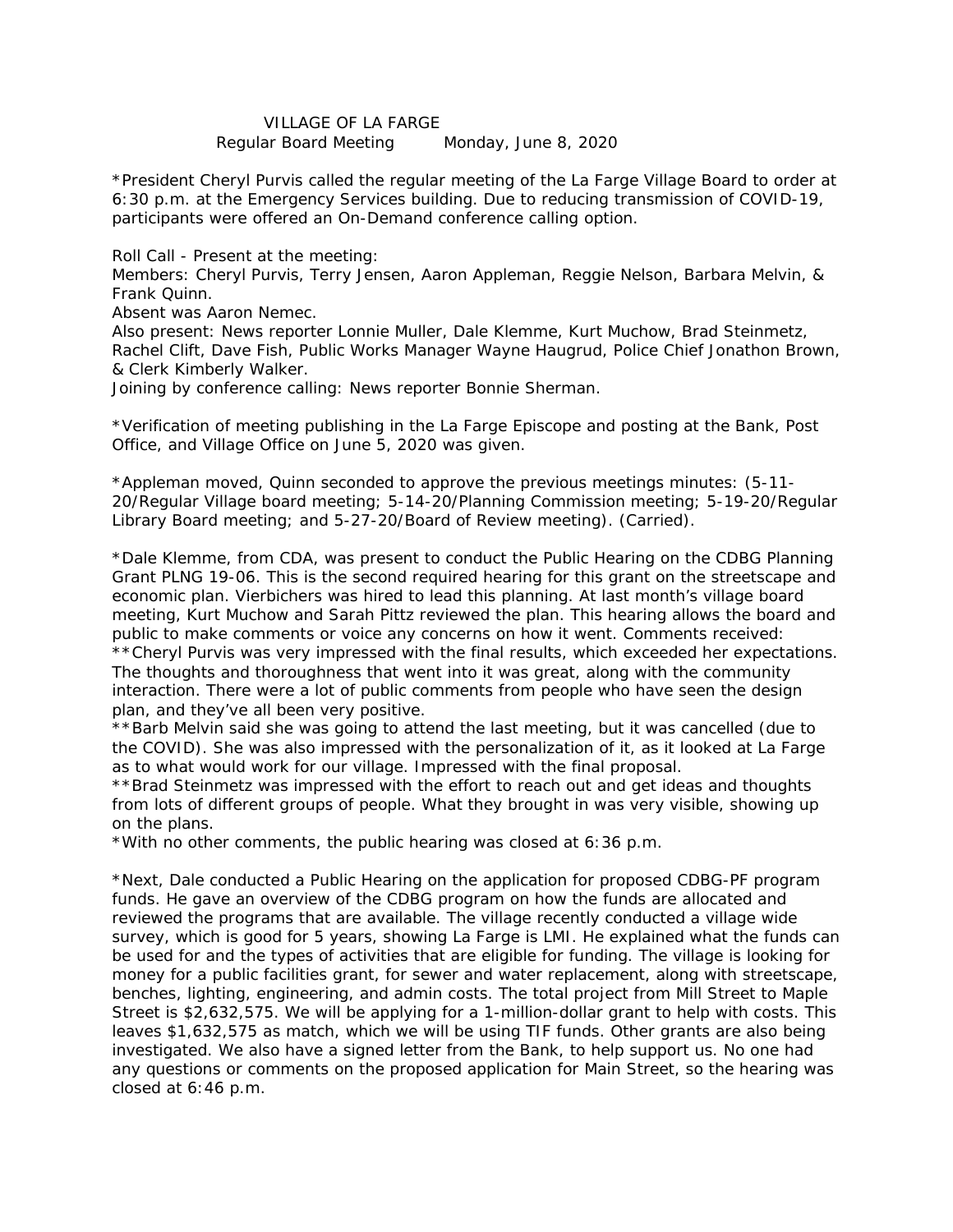VILLAGE OF LA FARGE

Regular Board Meeting Monday, June 8, 2020

*President Cheryl Purvis called the regular meeting of the La Farge Village Board to order at 6:30 p.m. at the Emergency Services building. Due to reducing transmission of COVID-19, participants were offered an On-Demand conference calling option.

Roll Call - Present at the meeting:
Members: Cheryl Purvis, Terry Jensen, Aaron Appleman, Reggie Nelson, Barbara Melvin, & Frank Quinn.
Absent was Aaron Nemec.
Also present: News reporter Lonnie Muller, Dale Klemme, Kurt Muchow, Brad Steinmetz, Rachel Clift, Dave Fish, Public Works Manager Wayne Haugrud, Police Chief Jonathon Brown, & Clerk Kimberly Walker.
Joining by conference calling: News reporter Bonnie Sherman.

*Verification of meeting publishing in the La Farge Episcope and posting at the Bank, Post Office, and Village Office on June 5, 2020 was given.

*Appleman moved, Quinn seconded to approve the previous meetings minutes: (5-11-20/Regular Village board meeting; 5-14-20/Planning Commission meeting; 5-19-20/Regular Library Board meeting; and 5-27-20/Board of Review meeting). (Carried).

*Dale Klemme, from CDA, was present to conduct the Public Hearing on the CDBG Planning Grant PLNG 19-06. This is the second required hearing for this grant on the streetscape and economic plan. Vierbichers was hired to lead this planning. At last month's village board meeting, Kurt Muchow and Sarah Pittz reviewed the plan. This hearing allows the board and public to make comments or voice any concerns on how it went. Comments received:
**Cheryl Purvis was very impressed with the final results, which exceeded her expectations. The thoughts and thoroughness that went into it was great, along with the community interaction. There were a lot of public comments from people who have seen the design plan, and they've all been very positive.
**Barb Melvin said she was going to attend the last meeting, but it was cancelled (due to the COVID). She was also impressed with the personalization of it, as it looked at La Farge as to what would work for our village. Impressed with the final proposal.
**Brad Steinmetz was impressed with the effort to reach out and get ideas and thoughts from lots of different groups of people. What they brought in was very visible, showing up on the plans.
*With no other comments, the public hearing was closed at 6:36 p.m.

*Next, Dale conducted a Public Hearing on the application for proposed CDBG-PF program funds. He gave an overview of the CDBG program on how the funds are allocated and reviewed the programs that are available. The village recently conducted a village wide survey, which is good for 5 years, showing La Farge is LMI. He explained what the funds can be used for and the types of activities that are eligible for funding. The village is looking for money for a public facilities grant, for sewer and water replacement, along with streetscape, benches, lighting, engineering, and admin costs. The total project from Mill Street to Maple Street is $2,632,575. We will be applying for a 1-million-dollar grant to help with costs. This leaves $1,632,575 as match, which we will be using TIF funds. Other grants are also being investigated. We also have a signed letter from the Bank, to help support us. No one had any questions or comments on the proposed application for Main Street, so the hearing was closed at 6:46 p.m.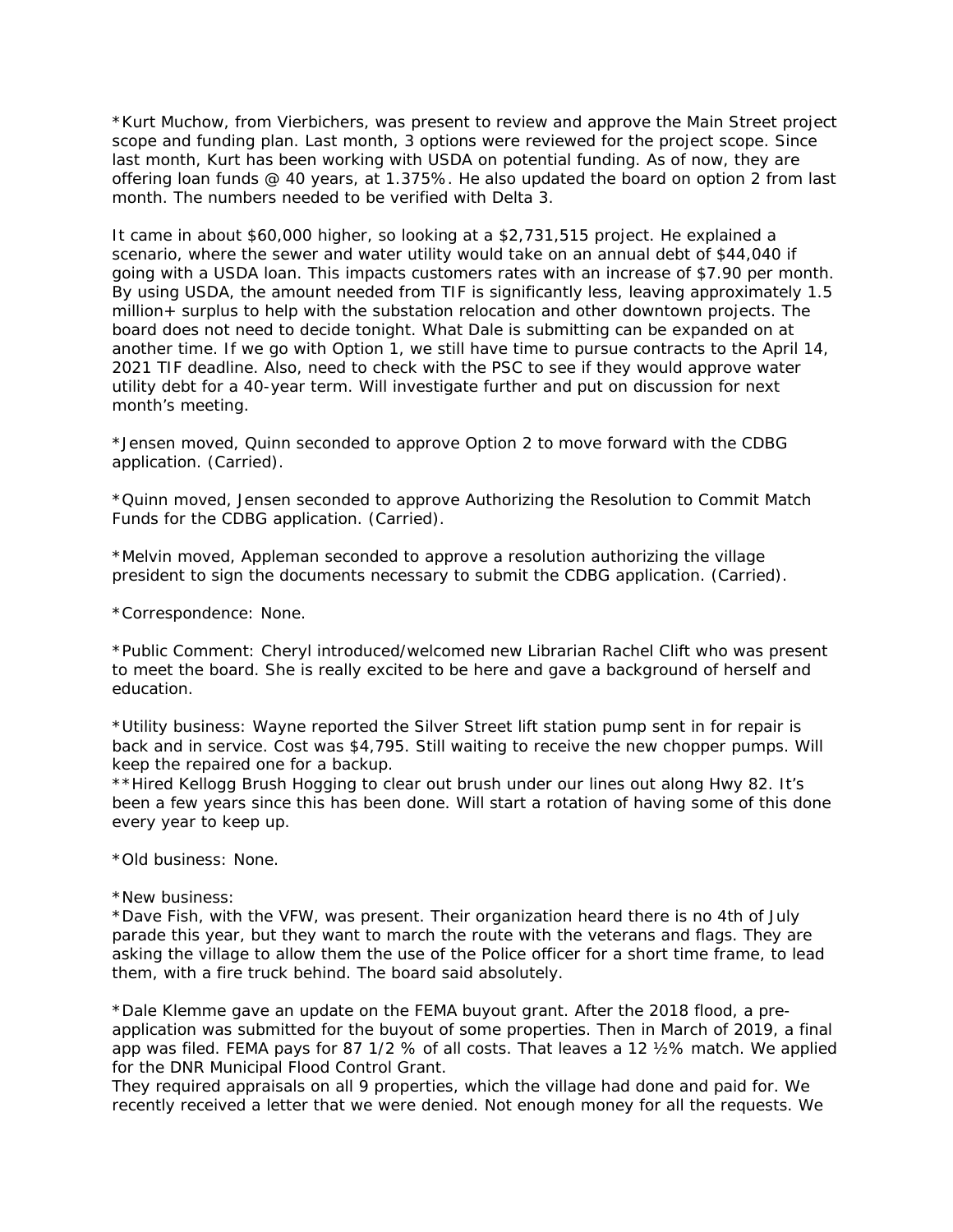*Kurt Muchow, from Vierbichers, was present to review and approve the Main Street project scope and funding plan. Last month, 3 options were reviewed for the project scope. Since last month, Kurt has been working with USDA on potential funding. As of now, they are offering loan funds @ 40 years, at 1.375%. He also updated the board on option 2 from last month. The numbers needed to be verified with Delta 3.

It came in about $60,000 higher, so looking at a $2,731,515 project. He explained a scenario, where the sewer and water utility would take on an annual debt of $44,040 if going with a USDA loan. This impacts customers rates with an increase of $7.90 per month. By using USDA, the amount needed from TIF is significantly less, leaving approximately 1.5 million+ surplus to help with the substation relocation and other downtown projects. The board does not need to decide tonight. What Dale is submitting can be expanded on at another time. If we go with Option 1, we still have time to pursue contracts to the April 14, 2021 TIF deadline. Also, need to check with the PSC to see if they would approve water utility debt for a 40-year term. Will investigate further and put on discussion for next month's meeting.

*Jensen moved, Quinn seconded to approve Option 2 to move forward with the CDBG application. (Carried).

*Quinn moved, Jensen seconded to approve Authorizing the Resolution to Commit Match Funds for the CDBG application. (Carried).

*Melvin moved, Appleman seconded to approve a resolution authorizing the village president to sign the documents necessary to submit the CDBG application. (Carried).

*Correspondence: None.

*Public Comment: Cheryl introduced/welcomed new Librarian Rachel Clift who was present to meet the board. She is really excited to be here and gave a background of herself and education.

*Utility business: Wayne reported the Silver Street lift station pump sent in for repair is back and in service. Cost was $4,795. Still waiting to receive the new chopper pumps. Will keep the repaired one for a backup.
**Hired Kellogg Brush Hogging to clear out brush under our lines out along Hwy 82. It's been a few years since this has been done. Will start a rotation of having some of this done every year to keep up.

*Old business: None.

*New business:
*Dave Fish, with the VFW, was present. Their organization heard there is no 4th of July parade this year, but they want to march the route with the veterans and flags. They are asking the village to allow them the use of the Police officer for a short time frame, to lead them, with a fire truck behind. The board said absolutely.

*Dale Klemme gave an update on the FEMA buyout grant. After the 2018 flood, a pre-application was submitted for the buyout of some properties. Then in March of 2019, a final app was filed. FEMA pays for 87 1/2 % of all costs. That leaves a 12 ½% match. We applied for the DNR Municipal Flood Control Grant.
They required appraisals on all 9 properties, which the village had done and paid for. We recently received a letter that we were denied. Not enough money for all the requests. We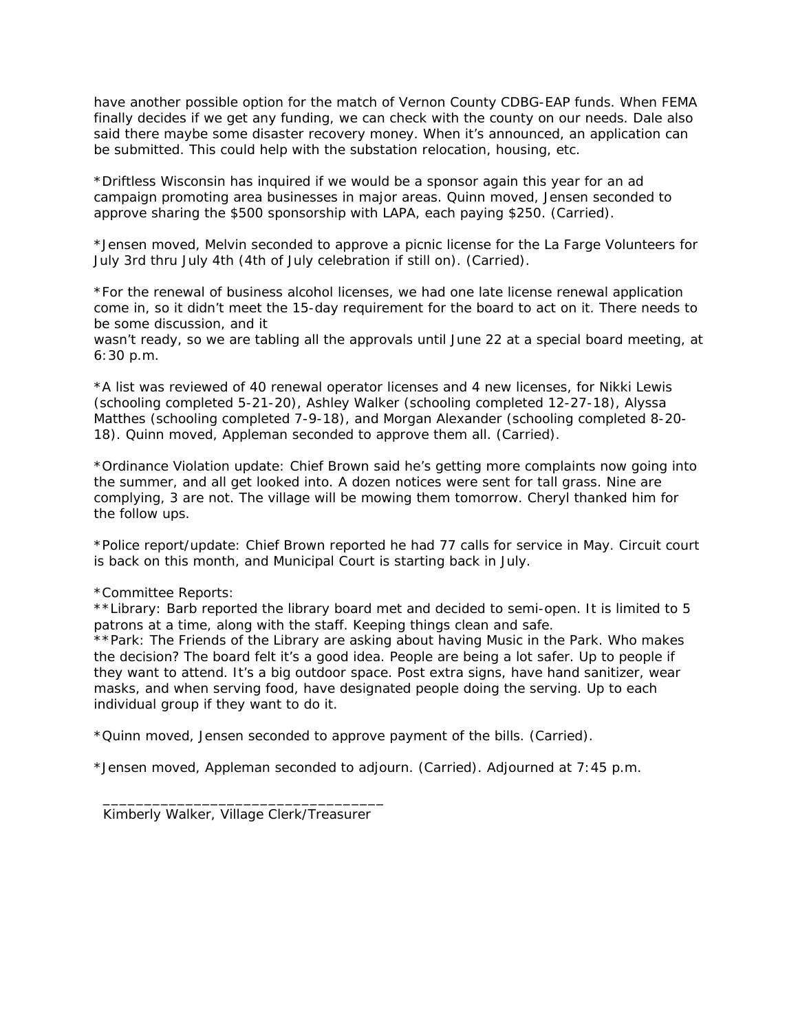have another possible option for the match of Vernon County CDBG-EAP funds. When FEMA finally decides if we get any funding, we can check with the county on our needs. Dale also said there maybe some disaster recovery money. When it's announced, an application can be submitted. This could help with the substation relocation, housing, etc.

*Driftless Wisconsin has inquired if we would be a sponsor again this year for an ad campaign promoting area businesses in major areas. Quinn moved, Jensen seconded to approve sharing the $500 sponsorship with LAPA, each paying $250. (Carried).

*Jensen moved, Melvin seconded to approve a picnic license for the La Farge Volunteers for July 3rd thru July 4th (4th of July celebration if still on). (Carried).

*For the renewal of business alcohol licenses, we had one late license renewal application come in, so it didn't meet the 15-day requirement for the board to act on it. There needs to be some discussion, and it
wasn't ready, so we are tabling all the approvals until June 22 at a special board meeting, at 6:30 p.m.

*A list was reviewed of 40 renewal operator licenses and 4 new licenses, for Nikki Lewis (schooling completed 5-21-20), Ashley Walker (schooling completed 12-27-18), Alyssa Matthes (schooling completed 7-9-18), and Morgan Alexander (schooling completed 8-20-18). Quinn moved, Appleman seconded to approve them all. (Carried).

*Ordinance Violation update: Chief Brown said he's getting more complaints now going into the summer, and all get looked into. A dozen notices were sent for tall grass. Nine are complying, 3 are not. The village will be mowing them tomorrow. Cheryl thanked him for the follow ups.

*Police report/update: Chief Brown reported he had 77 calls for service in May. Circuit court is back on this month, and Municipal Court is starting back in July.

*Committee Reports:
**Library: Barb reported the library board met and decided to semi-open. It is limited to 5 patrons at a time, along with the staff. Keeping things clean and safe.
**Park: The Friends of the Library are asking about having Music in the Park. Who makes the decision? The board felt it's a good idea. People are being a lot safer. Up to people if they want to attend. It's a big outdoor space. Post extra signs, have hand sanitizer, wear masks, and when serving food, have designated people doing the serving. Up to each individual group if they want to do it.

*Quinn moved, Jensen seconded to approve payment of the bills. (Carried).

*Jensen moved, Appleman seconded to adjourn. (Carried). Adjourned at 7:45 p.m.

___________________________________
Kimberly Walker, Village Clerk/Treasurer